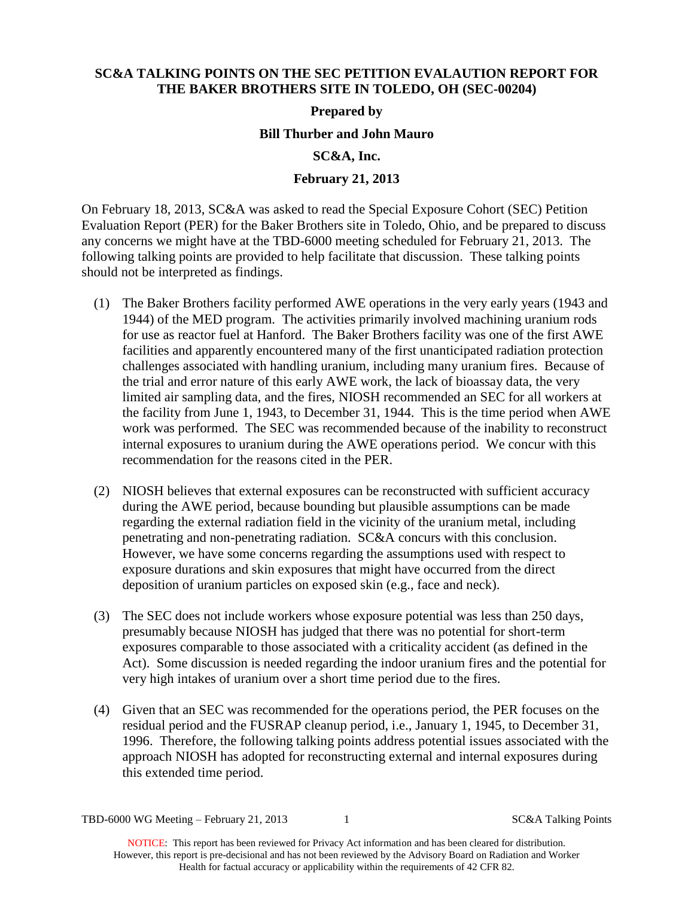**SC&A TALKING POINTS ON THE SEC PETITION EVALAUTION REPORT FOR THE BAKER BROTHERS SITE IN TOLEDO, OH (SEC-00204)**

**Prepared by**

**Bill Thurber and John Mauro**

**SC&A, Inc.**

**February 21, 2013**

On February 18, 2013, SC&A was asked to read the Special Exposure Cohort (SEC) Petition Evaluation Report (PER) for the Baker Brothers site in Toledo, Ohio, and be prepared to discuss any concerns we might have at the TBD-6000 meeting scheduled for February 21, 2013. The following talking points are provided to help facilitate that discussion. These talking points should not be interpreted as findings.

(1) The Baker Brothers facility performed AWE operations in the very early years (1943 and 1944) of the MED program. The activities primarily involved machining uranium rods for use as reactor fuel at Hanford. The Baker Brothers facility was one of the first AWE facilities and apparently encountered many of the first unanticipated radiation protection challenges associated with handling uranium, including many uranium fires. Because of the trial and error nature of this early AWE work, the lack of bioassay data, the very limited air sampling data, and the fires, NIOSH recommended an SEC for all workers at the facility from June 1, 1943, to December 31, 1944. This is the time period when AWE work was performed. The SEC was recommended because of the inability to reconstruct internal exposures to uranium during the AWE operations period. We concur with this recommendation for the reasons cited in the PER.

(2) NIOSH believes that external exposures can be reconstructed with sufficient accuracy during the AWE period, because bounding but plausible assumptions can be made regarding the external radiation field in the vicinity of the uranium metal, including penetrating and non-penetrating radiation. SC&A concurs with this conclusion. However, we have some concerns regarding the assumptions used with respect to exposure durations and skin exposures that might have occurred from the direct deposition of uranium particles on exposed skin (e.g., face and neck).

(3) The SEC does not include workers whose exposure potential was less than 250 days, presumably because NIOSH has judged that there was no potential for short-term exposures comparable to those associated with a criticality accident (as defined in the Act). Some discussion is needed regarding the indoor uranium fires and the potential for very high intakes of uranium over a short time period due to the fires.

(4) Given that an SEC was recommended for the operations period, the PER focuses on the residual period and the FUSRAP cleanup period, i.e., January 1, 1945, to December 31, 1996. Therefore, the following talking points address potential issues associated with the approach NIOSH has adopted for reconstructing external and internal exposures during this extended time period.

NOTICE: This report has been reviewed for Privacy Act information and has been cleared for distribution. However, this report is pre-decisional and has not been reviewed by the Advisory Board on Radiation and Worker Health for factual accuracy or applicability within the requirements of 42 CFR 82.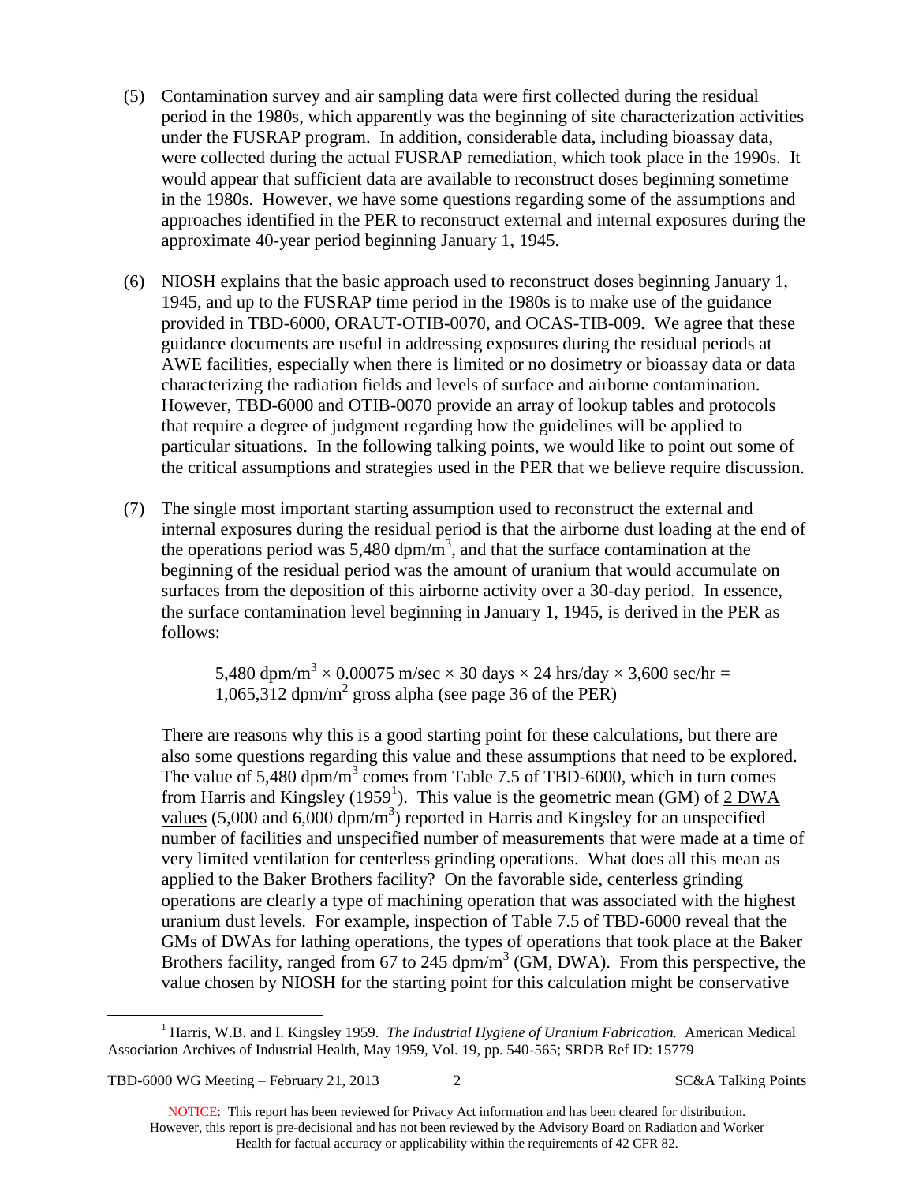(5) Contamination survey and air sampling data were first collected during the residual period in the 1980s, which apparently was the beginning of site characterization activities under the FUSRAP program. In addition, considerable data, including bioassay data, were collected during the actual FUSRAP remediation, which took place in the 1990s. It would appear that sufficient data are available to reconstruct doses beginning sometime in the 1980s. However, we have some questions regarding some of the assumptions and approaches identified in the PER to reconstruct external and internal exposures during the approximate 40-year period beginning January 1, 1945.

(6) NIOSH explains that the basic approach used to reconstruct doses beginning January 1, 1945, and up to the FUSRAP time period in the 1980s is to make use of the guidance provided in TBD-6000, ORAUT-OTIB-0070, and OCAS-TIB-009. We agree that these guidance documents are useful in addressing exposures during the residual periods at AWE facilities, especially when there is limited or no dosimetry or bioassay data or data characterizing the radiation fields and levels of surface and airborne contamination. However, TBD-6000 and OTIB-0070 provide an array of lookup tables and protocols that require a degree of judgment regarding how the guidelines will be applied to particular situations. In the following talking points, we would like to point out some of the critical assumptions and strategies used in the PER that we believe require discussion.

(7) The single most important starting assumption used to reconstruct the external and internal exposures during the residual period is that the airborne dust loading at the end of the operations period was 5,480 dpm/m$^3$, and that the surface contamination at the beginning of the residual period was the amount of uranium that would accumulate on surfaces from the deposition of this airborne activity over a 30-day period. In essence, the surface contamination level beginning in January 1, 1945, is derived in the PER as follows:

> 5,480 dpm/m$^3$ × 0.00075 m/sec × 30 days × 24 hrs/day × 3,600 sec/hr = 1,065,312 dpm/m$^2$ gross alpha (see page 36 of the PER)

There are reasons why this is a good starting point for these calculations, but there are also some questions regarding this value and these assumptions that need to be explored. The value of 5,480 dpm/m$^3$ comes from Table 7.5 of TBD-6000, which in turn comes from Harris and Kingsley (1959[1]). This value is the geometric mean (GM) of <u>2 DWA values</u> (5,000 and 6,000 dpm/m$^3$) reported in Harris and Kingsley for an unspecified number of facilities and unspecified number of measurements that were made at a time of very limited ventilation for centerless grinding operations. What does all this mean as applied to the Baker Brothers facility? On the favorable side, centerless grinding operations are clearly a type of machining operation that was associated with the highest uranium dust levels. For example, inspection of Table 7.5 of TBD-6000 reveal that the GMs of DWAs for lathing operations, the types of operations that took place at the Baker Brothers facility, ranged from 67 to 245 dpm/m$^3$ (GM, DWA). From this perspective, the value chosen by NIOSH for the starting point for this calculation might be conservative

[1] Harris, W.B. and I. Kingsley 1959. *The Industrial Hygiene of Uranium Fabrication.* American Medical Association Archives of Industrial Health, May 1959, Vol. 19, pp. 540-565; SRDB Ref ID: 15779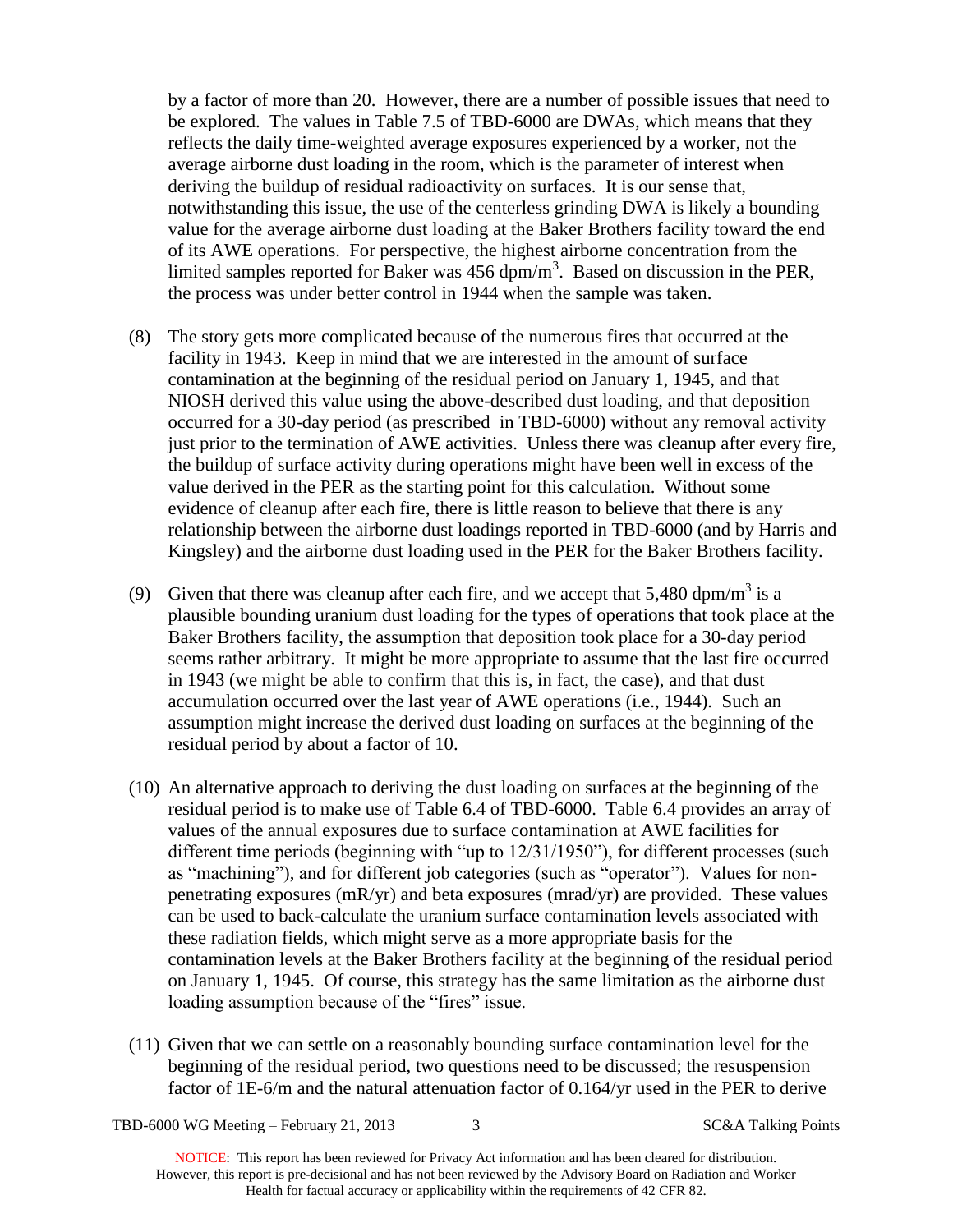by a factor of more than 20. However, there are a number of possible issues that need to be explored. The values in Table 7.5 of TBD-6000 are DWAs, which means that they reflects the daily time-weighted average exposures experienced by a worker, not the average airborne dust loading in the room, which is the parameter of interest when deriving the buildup of residual radioactivity on surfaces. It is our sense that, notwithstanding this issue, the use of the centerless grinding DWA is likely a bounding value for the average airborne dust loading at the Baker Brothers facility toward the end of its AWE operations. For perspective, the highest airborne concentration from the limited samples reported for Baker was 456 dpm/m$^3$. Based on discussion in the PER, the process was under better control in 1944 when the sample was taken.

(8) The story gets more complicated because of the numerous fires that occurred at the facility in 1943. Keep in mind that we are interested in the amount of surface contamination at the beginning of the residual period on January 1, 1945, and that NIOSH derived this value using the above-described dust loading, and that deposition occurred for a 30-day period (as prescribed in TBD-6000) without any removal activity just prior to the termination of AWE activities. Unless there was cleanup after every fire, the buildup of surface activity during operations might have been well in excess of the value derived in the PER as the starting point for this calculation. Without some evidence of cleanup after each fire, there is little reason to believe that there is any relationship between the airborne dust loadings reported in TBD-6000 (and by Harris and Kingsley) and the airborne dust loading used in the PER for the Baker Brothers facility.

(9) Given that there was cleanup after each fire, and we accept that 5,480 dpm/m$^3$ is a plausible bounding uranium dust loading for the types of operations that took place at the Baker Brothers facility, the assumption that deposition took place for a 30-day period seems rather arbitrary. It might be more appropriate to assume that the last fire occurred in 1943 (we might be able to confirm that this is, in fact, the case), and that dust accumulation occurred over the last year of AWE operations (i.e., 1944). Such an assumption might increase the derived dust loading on surfaces at the beginning of the residual period by about a factor of 10.

(10) An alternative approach to deriving the dust loading on surfaces at the beginning of the residual period is to make use of Table 6.4 of TBD-6000. Table 6.4 provides an array of values of the annual exposures due to surface contamination at AWE facilities for different time periods (beginning with "up to 12/31/1950"), for different processes (such as "machining"), and for different job categories (such as "operator"). Values for non-penetrating exposures (mR/yr) and beta exposures (mrad/yr) are provided. These values can be used to back-calculate the uranium surface contamination levels associated with these radiation fields, which might serve as a more appropriate basis for the contamination levels at the Baker Brothers facility at the beginning of the residual period on January 1, 1945. Of course, this strategy has the same limitation as the airborne dust loading assumption because of the "fires" issue.

(11) Given that we can settle on a reasonably bounding surface contamination level for the beginning of the residual period, two questions need to be discussed; the resuspension factor of 1E-6/m and the natural attenuation factor of 0.164/yr used in the PER to derive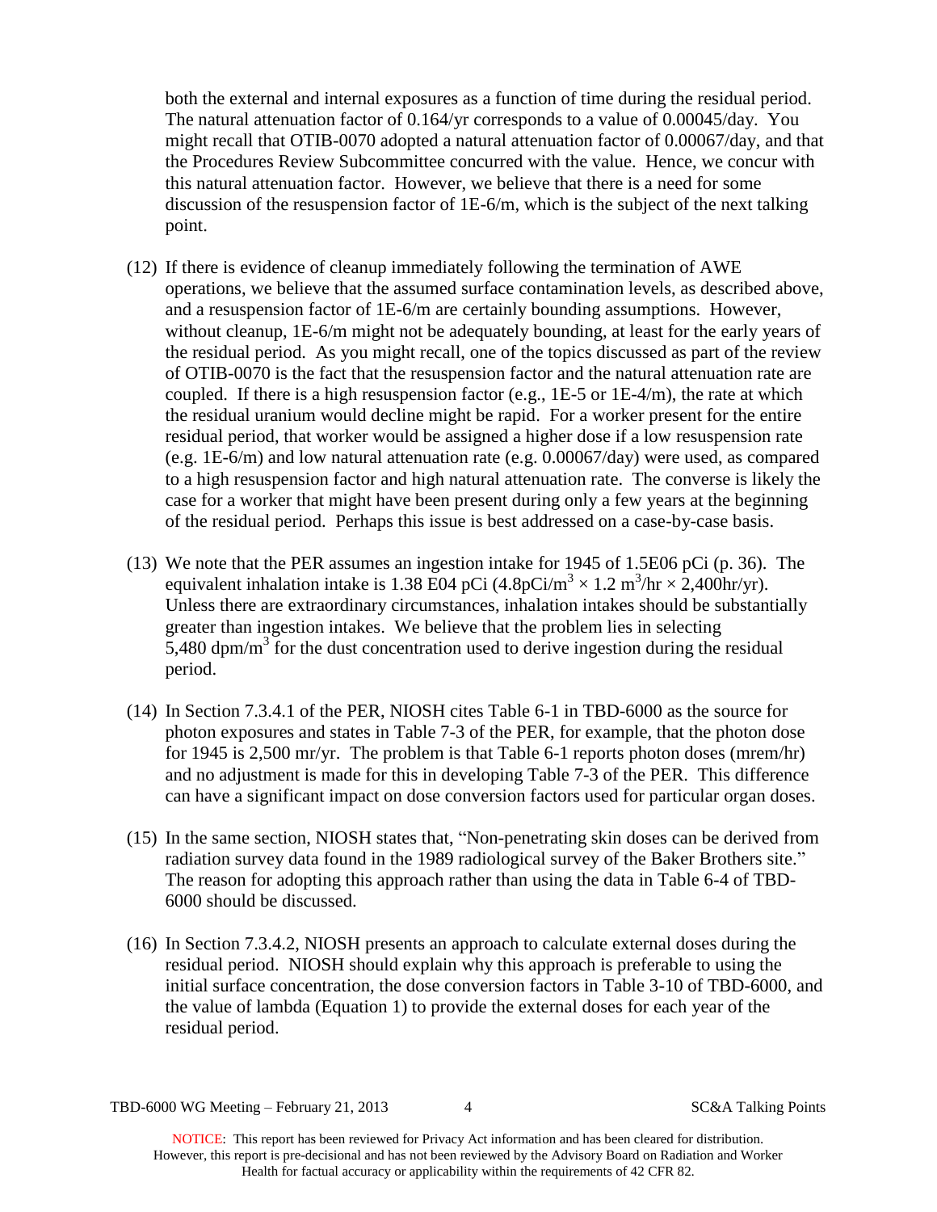both the external and internal exposures as a function of time during the residual period. The natural attenuation factor of 0.164/yr corresponds to a value of 0.00045/day. You might recall that OTIB-0070 adopted a natural attenuation factor of 0.00067/day, and that the Procedures Review Subcommittee concurred with the value. Hence, we concur with this natural attenuation factor. However, we believe that there is a need for some discussion of the resuspension factor of 1E-6/m, which is the subject of the next talking point.

(12) If there is evidence of cleanup immediately following the termination of AWE operations, we believe that the assumed surface contamination levels, as described above, and a resuspension factor of 1E-6/m are certainly bounding assumptions. However, without cleanup, 1E-6/m might not be adequately bounding, at least for the early years of the residual period. As you might recall, one of the topics discussed as part of the review of OTIB-0070 is the fact that the resuspension factor and the natural attenuation rate are coupled. If there is a high resuspension factor (e.g., 1E-5 or 1E-4/m), the rate at which the residual uranium would decline might be rapid. For a worker present for the entire residual period, that worker would be assigned a higher dose if a low resuspension rate (e.g. 1E-6/m) and low natural attenuation rate (e.g. 0.00067/day) were used, as compared to a high resuspension factor and high natural attenuation rate. The converse is likely the case for a worker that might have been present during only a few years at the beginning of the residual period. Perhaps this issue is best addressed on a case-by-case basis.

(13) We note that the PER assumes an ingestion intake for 1945 of 1.5E06 pCi (p. 36). The equivalent inhalation intake is 1.38 E04 pCi ($4.8 \text{pCi/m}^3 \times 1.2 \text{ m}^3\text{/hr} \times 2{,}400 \text{hr/yr}$). Unless there are extraordinary circumstances, inhalation intakes should be substantially greater than ingestion intakes. We believe that the problem lies in selecting 5,480 dpm/m$^3$ for the dust concentration used to derive ingestion during the residual period.

(14) In Section 7.3.4.1 of the PER, NIOSH cites Table 6-1 in TBD-6000 as the source for photon exposures and states in Table 7-3 of the PER, for example, that the photon dose for 1945 is 2,500 mr/yr. The problem is that Table 6-1 reports photon doses (mrem/hr) and no adjustment is made for this in developing Table 7-3 of the PER. This difference can have a significant impact on dose conversion factors used for particular organ doses.

(15) In the same section, NIOSH states that, "Non-penetrating skin doses can be derived from radiation survey data found in the 1989 radiological survey of the Baker Brothers site." The reason for adopting this approach rather than using the data in Table 6-4 of TBD-6000 should be discussed.

(16) In Section 7.3.4.2, NIOSH presents an approach to calculate external doses during the residual period. NIOSH should explain why this approach is preferable to using the initial surface concentration, the dose conversion factors in Table 3-10 of TBD-6000, and the value of lambda (Equation 1) to provide the external doses for each year of the residual period.

NOTICE: This report has been reviewed for Privacy Act information and has been cleared for distribution. However, this report is pre-decisional and has not been reviewed by the Advisory Board on Radiation and Worker Health for factual accuracy or applicability within the requirements of 42 CFR 82.